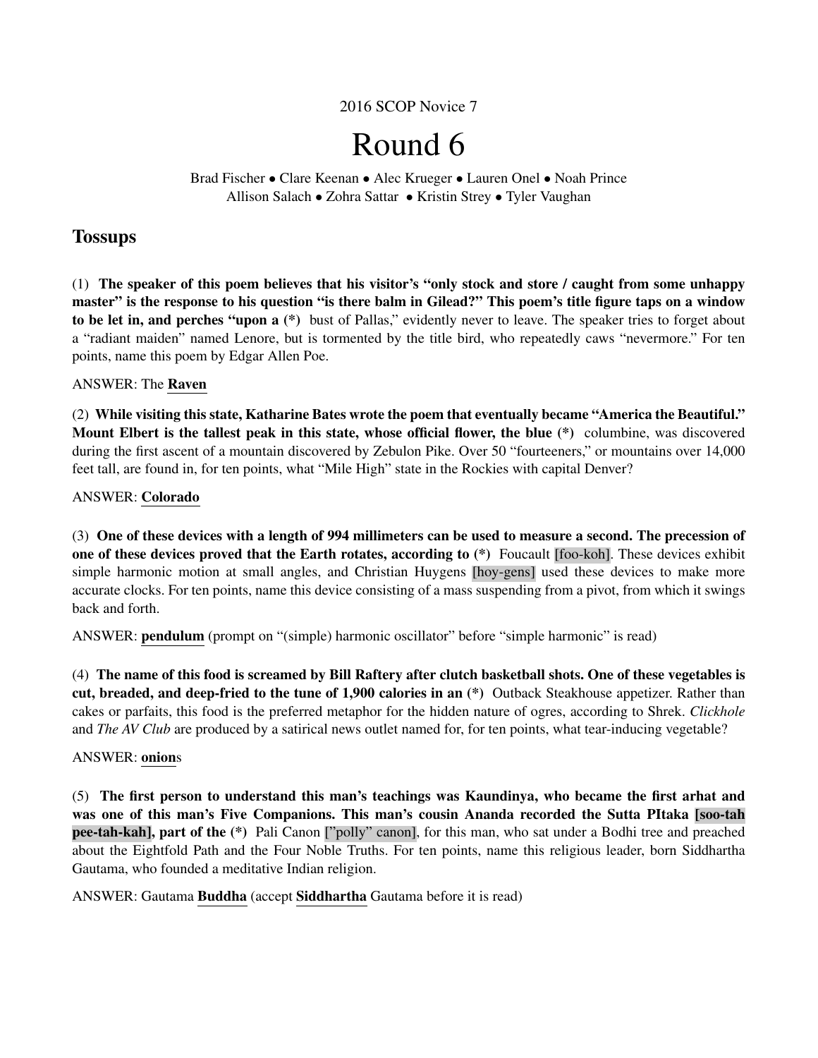2016 SCOP Novice 7

# Round 6

Brad Fischer • Clare Keenan • Alec Krueger • Lauren Onel • Noah Prince
Allison Salach • Zohra Sattar • Kristin Strey • Tyler Vaughan

## Tossups

(1) **The speaker of this poem believes that his visitor's "only stock and store / caught from some unhappy master" is the response to his question "is there balm in Gilead?" This poem's title figure taps on a window to be let in, and perches "upon a (*)** bust of Pallas," evidently never to leave. The speaker tries to forget about a "radiant maiden" named Lenore, but is tormented by the title bird, who repeatedly caws "nevermore." For ten points, name this poem by Edgar Allen Poe.

ANSWER: The **Raven**

(2) **While visiting this state, Katharine Bates wrote the poem that eventually became "America the Beautiful." Mount Elbert is the tallest peak in this state, whose official flower, the blue (*)** columbine, was discovered during the first ascent of a mountain discovered by Zebulon Pike. Over 50 "fourteeners," or mountains over 14,000 feet tall, are found in, for ten points, what "Mile High" state in the Rockies with capital Denver?

ANSWER: **Colorado**

(3) **One of these devices with a length of 994 millimeters can be used to measure a second. The precession of one of these devices proved that the Earth rotates, according to (*)** Foucault [foo-koh]. These devices exhibit simple harmonic motion at small angles, and Christian Huygens [hoy-gens] used these devices to make more accurate clocks. For ten points, name this device consisting of a mass suspending from a pivot, from which it swings back and forth.

ANSWER: **pendulum** (prompt on "(simple) harmonic oscillator" before "simple harmonic" is read)

(4) **The name of this food is screamed by Bill Raftery after clutch basketball shots. One of these vegetables is cut, breaded, and deep-fried to the tune of 1,900 calories in an (*)** Outback Steakhouse appetizer. Rather than cakes or parfaits, this food is the preferred metaphor for the hidden nature of ogres, according to Shrek. *Clickhole* and *The AV Club* are produced by a satirical news outlet named for, for ten points, what tear-inducing vegetable?

ANSWER: **onion**s

(5) **The first person to understand this man's teachings was Kaundinya, who became the first arhat and was one of this man's Five Companions. This man's cousin Ananda recorded the Sutta PItaka [soo-tah pee-tah-kah], part of the (*)** Pali Canon ["polly" canon], for this man, who sat under a Bodhi tree and preached about the Eightfold Path and the Four Noble Truths. For ten points, name this religious leader, born Siddhartha Gautama, who founded a meditative Indian religion.

ANSWER: Gautama **Buddha** (accept **Siddhartha** Gautama before it is read)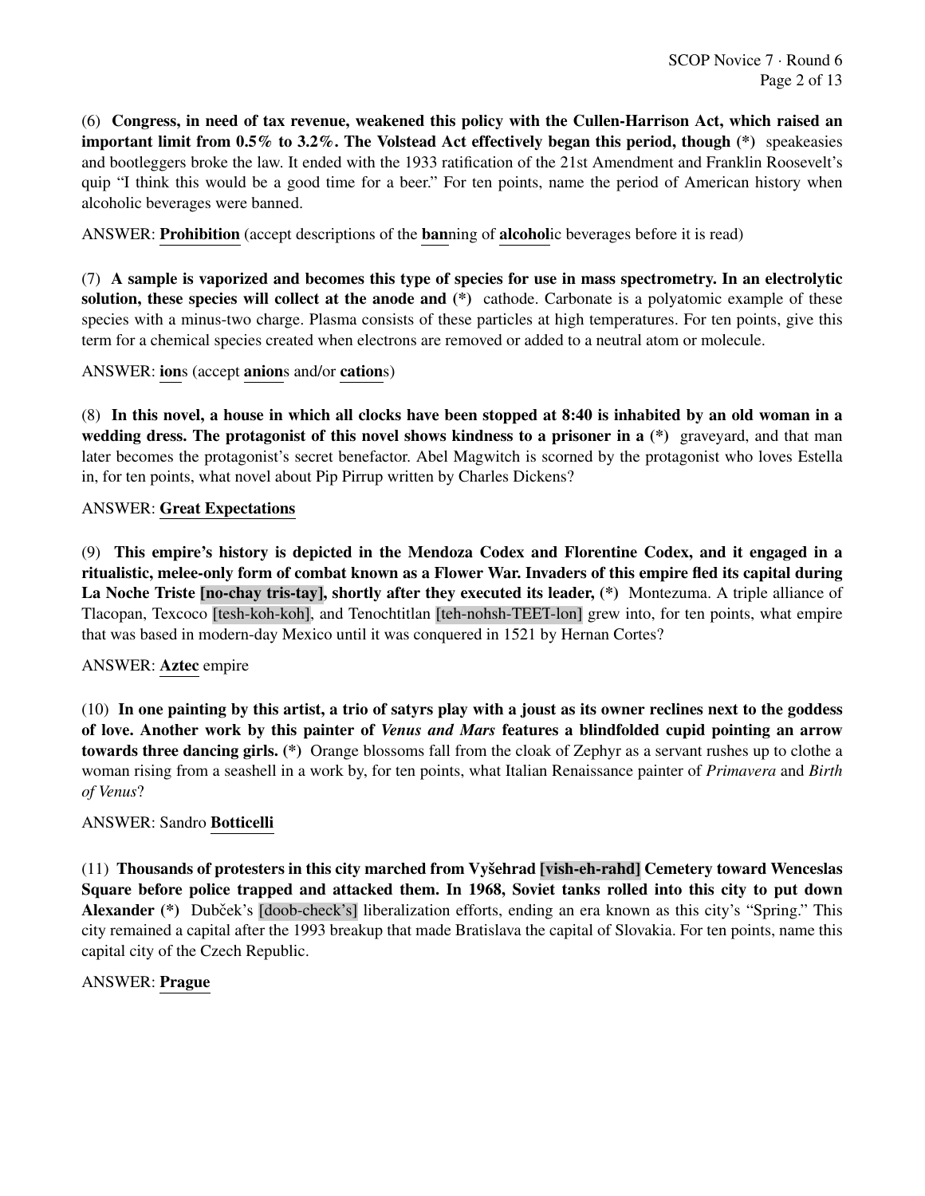(6) **Congress, in need of tax revenue, weakened this policy with the Cullen-Harrison Act, which raised an important limit from 0.5% to 3.2%. The Volstead Act effectively began this period, though (*)** speakeasies and bootleggers broke the law. It ended with the 1933 ratification of the 21st Amendment and Franklin Roosevelt's quip "I think this would be a good time for a beer." For ten points, name the period of American history when alcoholic beverages were banned.

ANSWER: **Prohibition** (accept descriptions of the **ban**ning of **alcohol**ic beverages before it is read)

(7) **A sample is vaporized and becomes this type of species for use in mass spectrometry. In an electrolytic solution, these species will collect at the anode and (*)** cathode. Carbonate is a polyatomic example of these species with a minus-two charge. Plasma consists of these particles at high temperatures. For ten points, give this term for a chemical species created when electrons are removed or added to a neutral atom or molecule.

ANSWER: **ion**s (accept **anion**s and/or **cation**s)

(8) **In this novel, a house in which all clocks have been stopped at 8:40 is inhabited by an old woman in a wedding dress. The protagonist of this novel shows kindness to a prisoner in a (*)** graveyard, and that man later becomes the protagonist's secret benefactor. Abel Magwitch is scorned by the protagonist who loves Estella in, for ten points, what novel about Pip Pirrup written by Charles Dickens?

ANSWER: **Great Expectations**

(9) **This empire's history is depicted in the Mendoza Codex and Florentine Codex, and it engaged in a ritualistic, melee-only form of combat known as a Flower War. Invaders of this empire fled its capital during La Noche Triste [no-chay tris-tay], shortly after they executed its leader, (*)** Montezuma. A triple alliance of Tlacopan, Texcoco [tesh-koh-koh], and Tenochtitlan [teh-nohsh-TEET-lon] grew into, for ten points, what empire that was based in modern-day Mexico until it was conquered in 1521 by Hernan Cortes?

ANSWER: **Aztec** empire

(10) **In one painting by this artist, a trio of satyrs play with a joust as its owner reclines next to the goddess of love. Another work by this painter of *Venus and Mars* features a blindfolded cupid pointing an arrow towards three dancing girls. (*)** Orange blossoms fall from the cloak of Zephyr as a servant rushes up to clothe a woman rising from a seashell in a work by, for ten points, what Italian Renaissance painter of *Primavera* and *Birth of Venus*?

ANSWER: Sandro **Botticelli**

(11) **Thousands of protesters in this city marched from Vyšehrad [vish-eh-rahd] Cemetery toward Wenceslas Square before police trapped and attacked them. In 1968, Soviet tanks rolled into this city to put down Alexander (*)** Dubček's [doob-check's] liberalization efforts, ending an era known as this city's "Spring." This city remained a capital after the 1993 breakup that made Bratislava the capital of Slovakia. For ten points, name this capital city of the Czech Republic.

ANSWER: **Prague**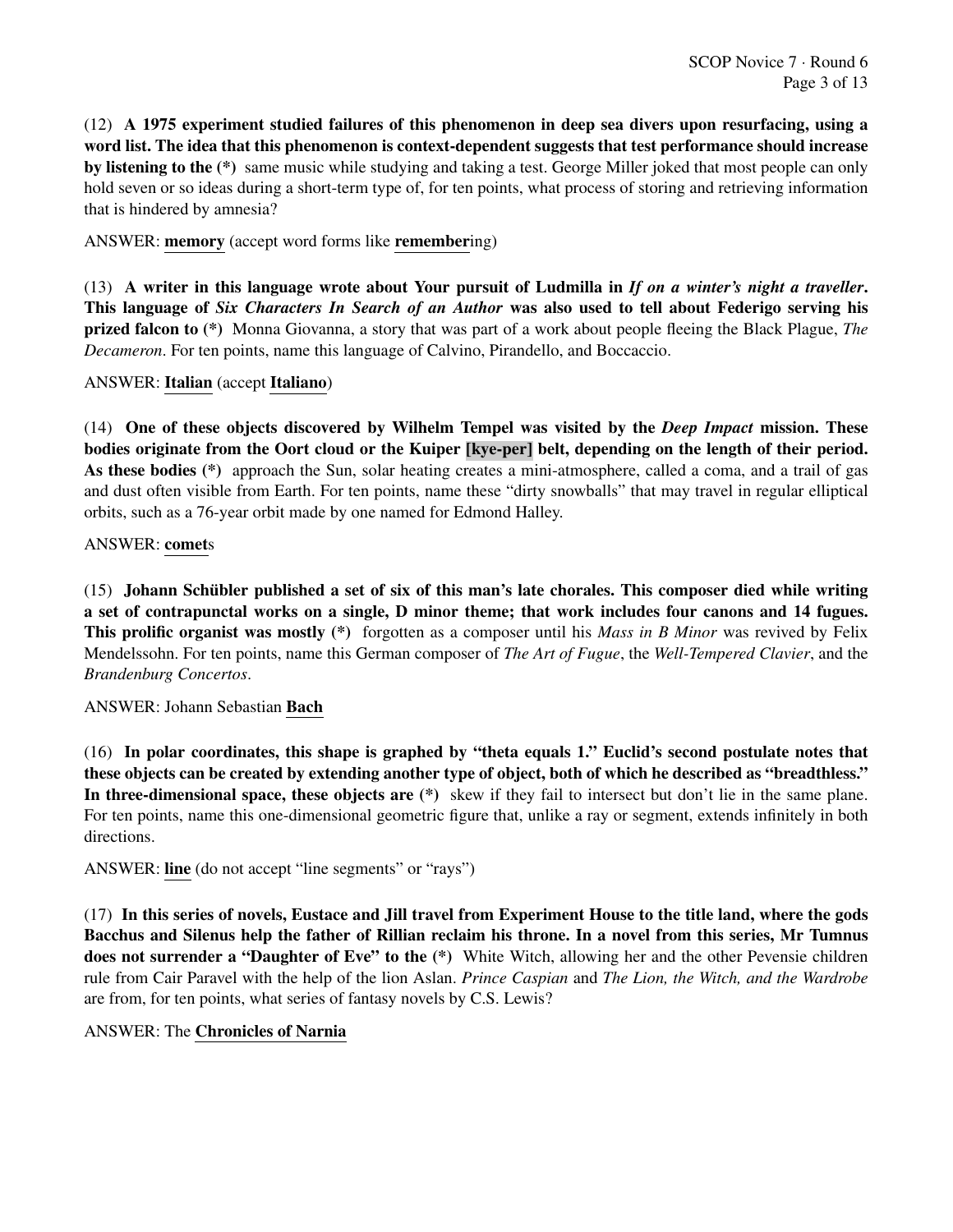(12) **A 1975 experiment studied failures of this phenomenon in deep sea divers upon resurfacing, using a word list. The idea that this phenomenon is context-dependent suggests that test performance should increase by listening to the (*)** same music while studying and taking a test. George Miller joked that most people can only hold seven or so ideas during a short-term type of, for ten points, what process of storing and retrieving information that is hindered by amnesia?

ANSWER: **memory** (accept word forms like **remember**ing)

(13) **A writer in this language wrote about Your pursuit of Ludmilla in *If on a winter's night a traveller*. This language of *Six Characters In Search of an Author* was also used to tell about Federigo serving his prized falcon to (*)** Monna Giovanna, a story that was part of a work about people fleeing the Black Plague, *The Decameron*. For ten points, name this language of Calvino, Pirandello, and Boccaccio.

ANSWER: **Italian** (accept **Italiano**)

(14) **One of these objects discovered by Wilhelm Tempel was visited by the *Deep Impact* mission. These bodies originate from the Oort cloud or the Kuiper [kye-per] belt, depending on the length of their period. As these bodies (*)** approach the Sun, solar heating creates a mini-atmosphere, called a coma, and a trail of gas and dust often visible from Earth. For ten points, name these "dirty snowballs" that may travel in regular elliptical orbits, such as a 76-year orbit made by one named for Edmond Halley.

ANSWER: **comet**s

(15) **Johann Schübler published a set of six of this man's late chorales. This composer died while writing a set of contrapunctal works on a single, D minor theme; that work includes four canons and 14 fugues. This prolific organist was mostly (*)** forgotten as a composer until his *Mass in B Minor* was revived by Felix Mendelssohn. For ten points, name this German composer of *The Art of Fugue*, the *Well-Tempered Clavier*, and the *Brandenburg Concertos*.

ANSWER: Johann Sebastian **Bach**

(16) **In polar coordinates, this shape is graphed by "theta equals 1." Euclid's second postulate notes that these objects can be created by extending another type of object, both of which he described as "breadthless." In three-dimensional space, these objects are (*)** skew if they fail to intersect but don't lie in the same plane. For ten points, name this one-dimensional geometric figure that, unlike a ray or segment, extends infinitely in both directions.

ANSWER: **line** (do not accept "line segments" or "rays")

(17) **In this series of novels, Eustace and Jill travel from Experiment House to the title land, where the gods Bacchus and Silenus help the father of Rillian reclaim his throne. In a novel from this series, Mr Tumnus does not surrender a "Daughter of Eve" to the (*)** White Witch, allowing her and the other Pevensie children rule from Cair Paravel with the help of the lion Aslan. *Prince Caspian* and *The Lion, the Witch, and the Wardrobe* are from, for ten points, what series of fantasy novels by C.S. Lewis?

ANSWER: The **Chronicles of Narnia**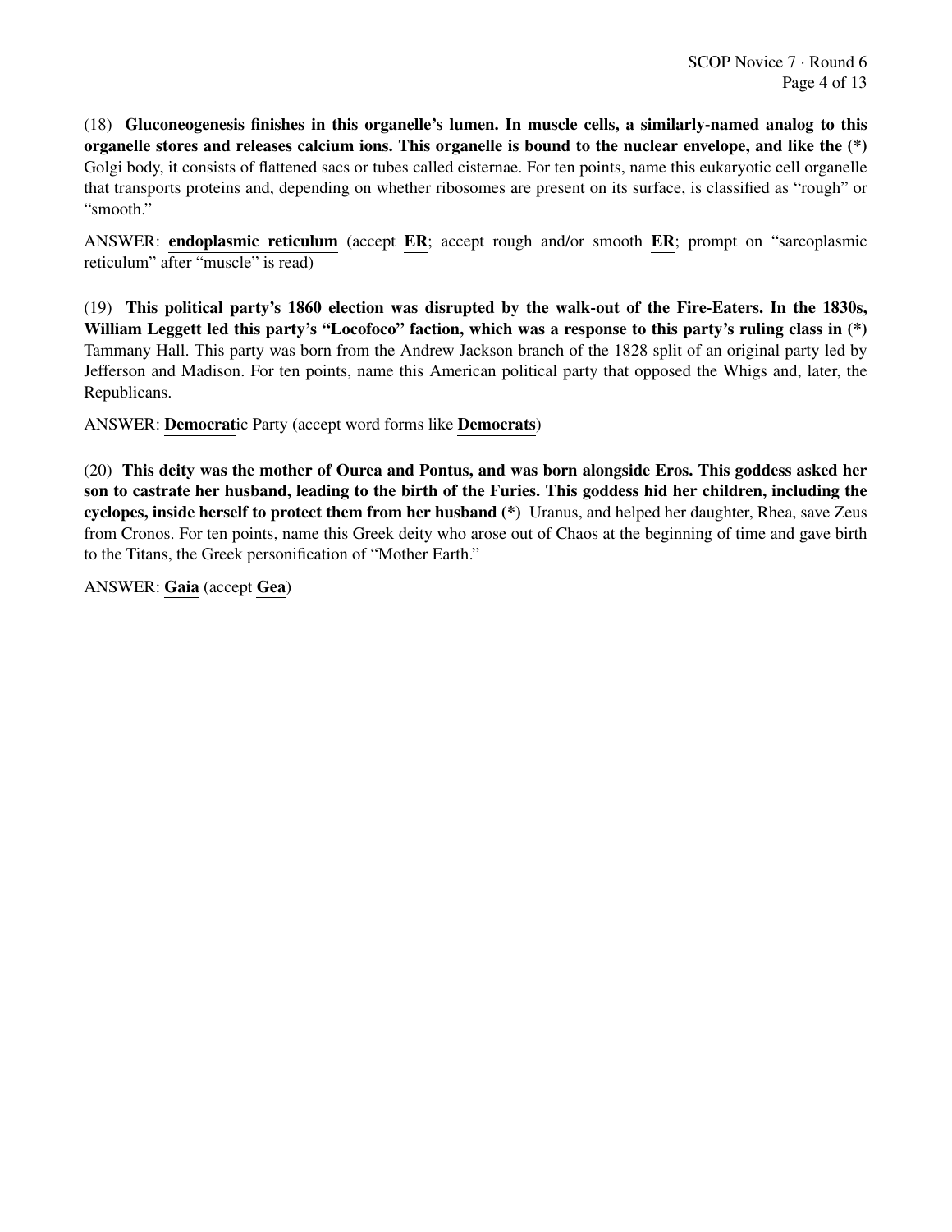(18) **Gluconeogenesis finishes in this organelle's lumen. In muscle cells, a similarly-named analog to this organelle stores and releases calcium ions. This organelle is bound to the nuclear envelope, and like the (\*)** Golgi body, it consists of flattened sacs or tubes called cisternae. For ten points, name this eukaryotic cell organelle that transports proteins and, depending on whether ribosomes are present on its surface, is classified as "rough" or "smooth."

ANSWER: **endoplasmic reticulum** (accept **ER**; accept rough and/or smooth **ER**; prompt on "sarcoplasmic reticulum" after "muscle" is read)

(19) **This political party's 1860 election was disrupted by the walk-out of the Fire-Eaters. In the 1830s, William Leggett led this party's "Locofoco" faction, which was a response to this party's ruling class in (\*)** Tammany Hall. This party was born from the Andrew Jackson branch of the 1828 split of an original party led by Jefferson and Madison. For ten points, name this American political party that opposed the Whigs and, later, the Republicans.

ANSWER: **Democrat**ic Party (accept word forms like **Democrats**)

(20) **This deity was the mother of Ourea and Pontus, and was born alongside Eros. This goddess asked her son to castrate her husband, leading to the birth of the Furies. This goddess hid her children, including the cyclopes, inside herself to protect them from her husband (\*)** Uranus, and helped her daughter, Rhea, save Zeus from Cronos. For ten points, name this Greek deity who arose out of Chaos at the beginning of time and gave birth to the Titans, the Greek personification of "Mother Earth."

ANSWER: **Gaia** (accept **Gea**)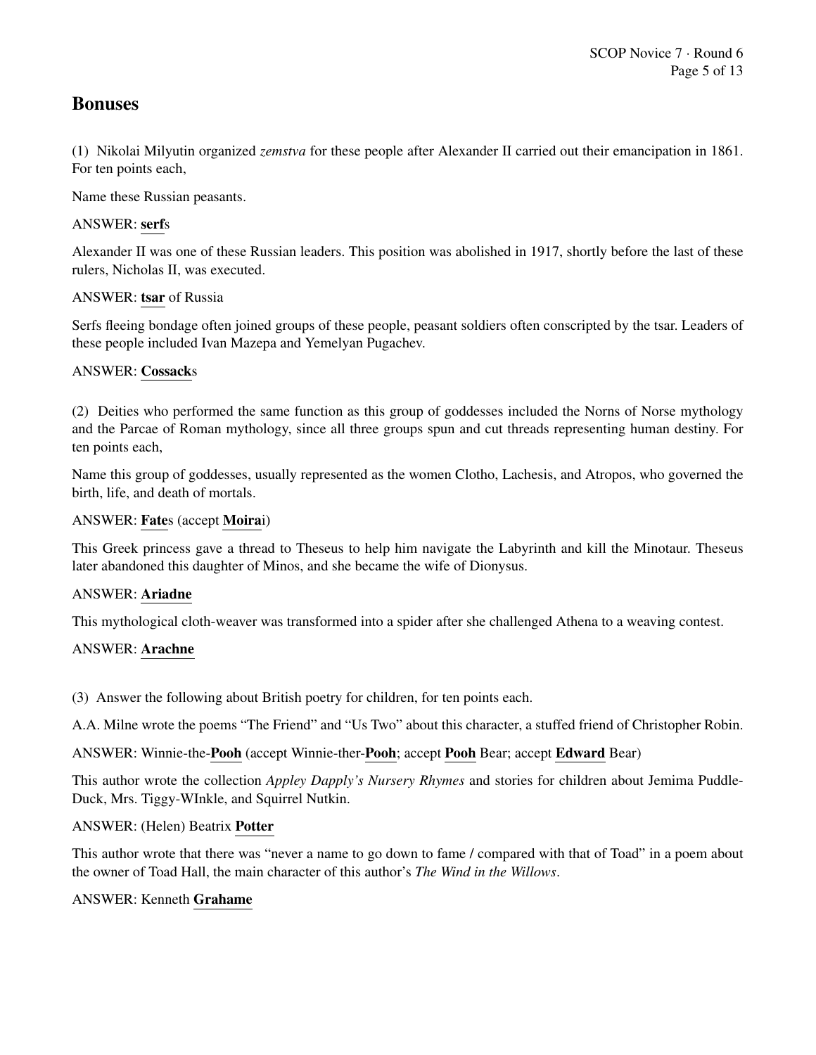## Bonuses

(1) Nikolai Milyutin organized *zemstva* for these people after Alexander II carried out their emancipation in 1861. For ten points each,

Name these Russian peasants.

ANSWER: **serf**s

Alexander II was one of these Russian leaders. This position was abolished in 1917, shortly before the last of these rulers, Nicholas II, was executed.

ANSWER: **tsar** of Russia

Serfs fleeing bondage often joined groups of these people, peasant soldiers often conscripted by the tsar. Leaders of these people included Ivan Mazepa and Yemelyan Pugachev.

ANSWER: **Cossack**s

(2) Deities who performed the same function as this group of goddesses included the Norns of Norse mythology and the Parcae of Roman mythology, since all three groups spun and cut threads representing human destiny. For ten points each,

Name this group of goddesses, usually represented as the women Clotho, Lachesis, and Atropos, who governed the birth, life, and death of mortals.

ANSWER: **Fate**s (accept **Moira**i)

This Greek princess gave a thread to Theseus to help him navigate the Labyrinth and kill the Minotaur. Theseus later abandoned this daughter of Minos, and she became the wife of Dionysus.

ANSWER: **Ariadne**

This mythological cloth-weaver was transformed into a spider after she challenged Athena to a weaving contest.

ANSWER: **Arachne**

(3) Answer the following about British poetry for children, for ten points each.

A.A. Milne wrote the poems "The Friend" and "Us Two" about this character, a stuffed friend of Christopher Robin.

ANSWER: Winnie-the-**Pooh** (accept Winnie-ther-**Pooh**; accept **Pooh** Bear; accept **Edward** Bear)

This author wrote the collection *Appley Dapply's Nursery Rhymes* and stories for children about Jemima Puddle-Duck, Mrs. Tiggy-WInkle, and Squirrel Nutkin.

ANSWER: (Helen) Beatrix **Potter**

This author wrote that there was "never a name to go down to fame / compared with that of Toad" in a poem about the owner of Toad Hall, the main character of this author's *The Wind in the Willows*.

ANSWER: Kenneth **Grahame**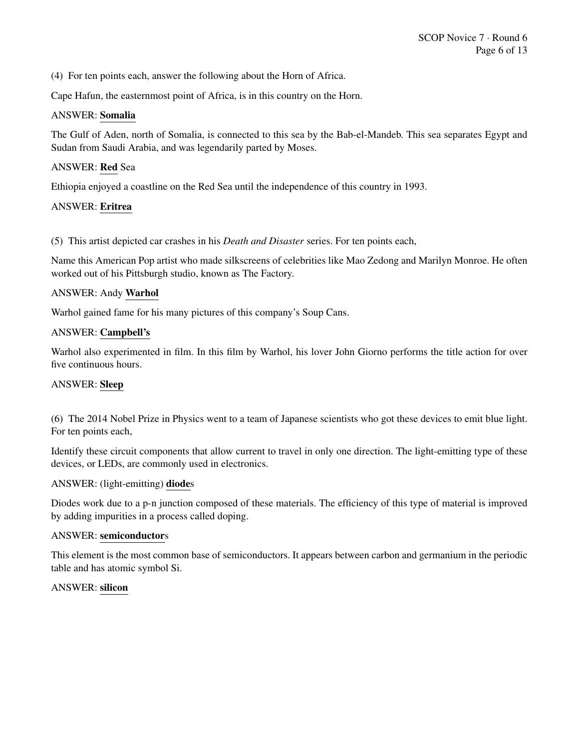(4) For ten points each, answer the following about the Horn of Africa.

Cape Hafun, the easternmost point of Africa, is in this country on the Horn.

ANSWER: **Somalia**

The Gulf of Aden, north of Somalia, is connected to this sea by the Bab-el-Mandeb. This sea separates Egypt and Sudan from Saudi Arabia, and was legendarily parted by Moses.

ANSWER: **Red** Sea

Ethiopia enjoyed a coastline on the Red Sea until the independence of this country in 1993.

ANSWER: **Eritrea**

(5) This artist depicted car crashes in his *Death and Disaster* series. For ten points each,

Name this American Pop artist who made silkscreens of celebrities like Mao Zedong and Marilyn Monroe. He often worked out of his Pittsburgh studio, known as The Factory.

ANSWER: Andy **Warhol**

Warhol gained fame for his many pictures of this company's Soup Cans.

ANSWER: **Campbell's**

Warhol also experimented in film. In this film by Warhol, his lover John Giorno performs the title action for over five continuous hours.

ANSWER: **Sleep**

(6) The 2014 Nobel Prize in Physics went to a team of Japanese scientists who got these devices to emit blue light. For ten points each,

Identify these circuit components that allow current to travel in only one direction. The light-emitting type of these devices, or LEDs, are commonly used in electronics.

ANSWER: (light-emitting) **diode**s

Diodes work due to a p-n junction composed of these materials. The efficiency of this type of material is improved by adding impurities in a process called doping.

ANSWER: **semiconductor**s

This element is the most common base of semiconductors. It appears between carbon and germanium in the periodic table and has atomic symbol Si.

ANSWER: **silicon**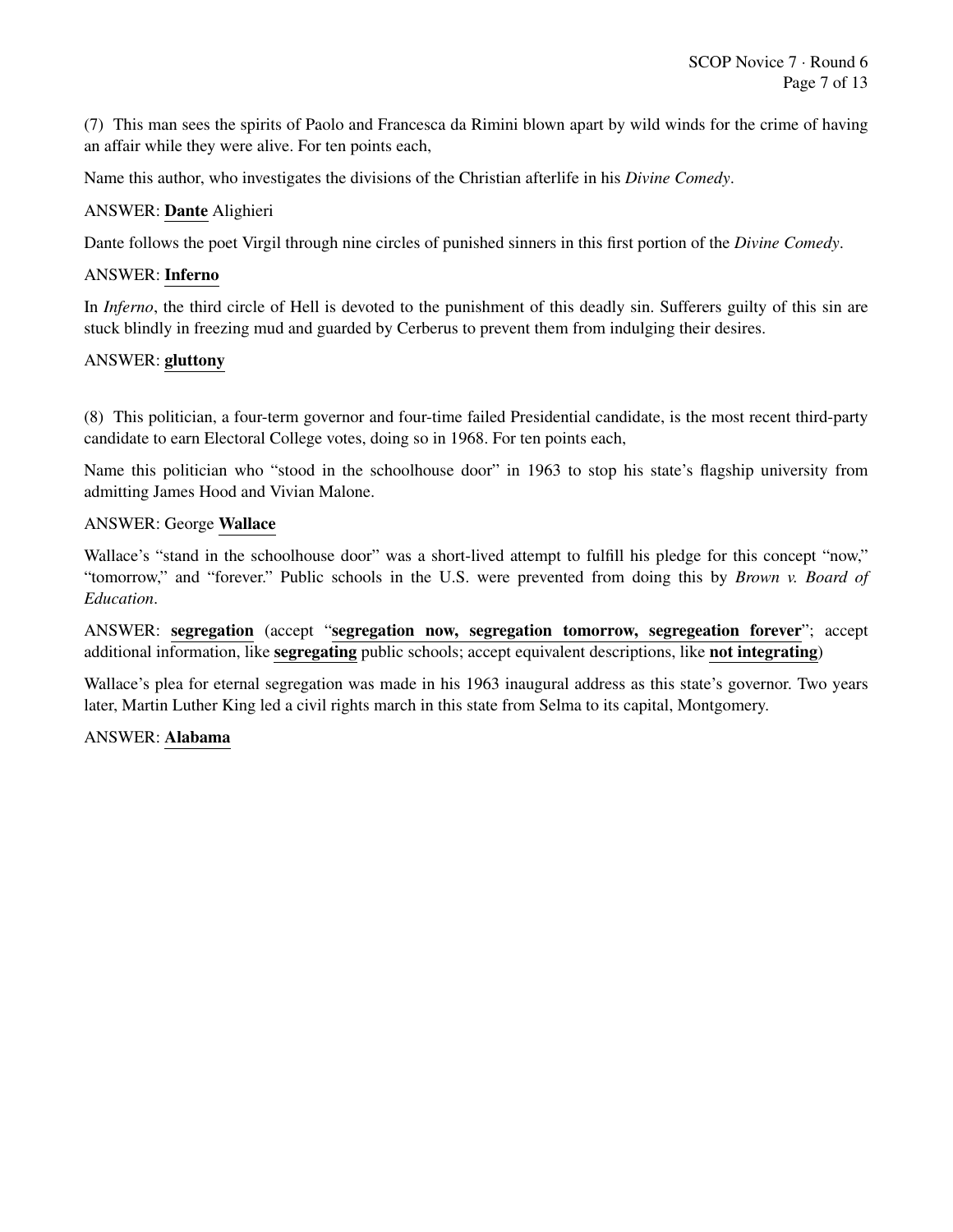(7) This man sees the spirits of Paolo and Francesca da Rimini blown apart by wild winds for the crime of having an affair while they were alive. For ten points each,

Name this author, who investigates the divisions of the Christian afterlife in his *Divine Comedy*.

ANSWER: **Dante** Alighieri

Dante follows the poet Virgil through nine circles of punished sinners in this first portion of the *Divine Comedy*.

ANSWER: **Inferno**

In *Inferno*, the third circle of Hell is devoted to the punishment of this deadly sin. Sufferers guilty of this sin are stuck blindly in freezing mud and guarded by Cerberus to prevent them from indulging their desires.

ANSWER: **gluttony**

(8) This politician, a four-term governor and four-time failed Presidential candidate, is the most recent third-party candidate to earn Electoral College votes, doing so in 1968. For ten points each,

Name this politician who "stood in the schoolhouse door" in 1963 to stop his state's flagship university from admitting James Hood and Vivian Malone.

ANSWER: George **Wallace**

Wallace's "stand in the schoolhouse door" was a short-lived attempt to fulfill his pledge for this concept "now," "tomorrow," and "forever." Public schools in the U.S. were prevented from doing this by *Brown v. Board of Education*.

ANSWER: **segregation** (accept "**segregation now, segregation tomorrow, segregeation forever**"; accept additional information, like **segregating** public schools; accept equivalent descriptions, like **not integrating**)

Wallace's plea for eternal segregation was made in his 1963 inaugural address as this state's governor. Two years later, Martin Luther King led a civil rights march in this state from Selma to its capital, Montgomery.

ANSWER: **Alabama**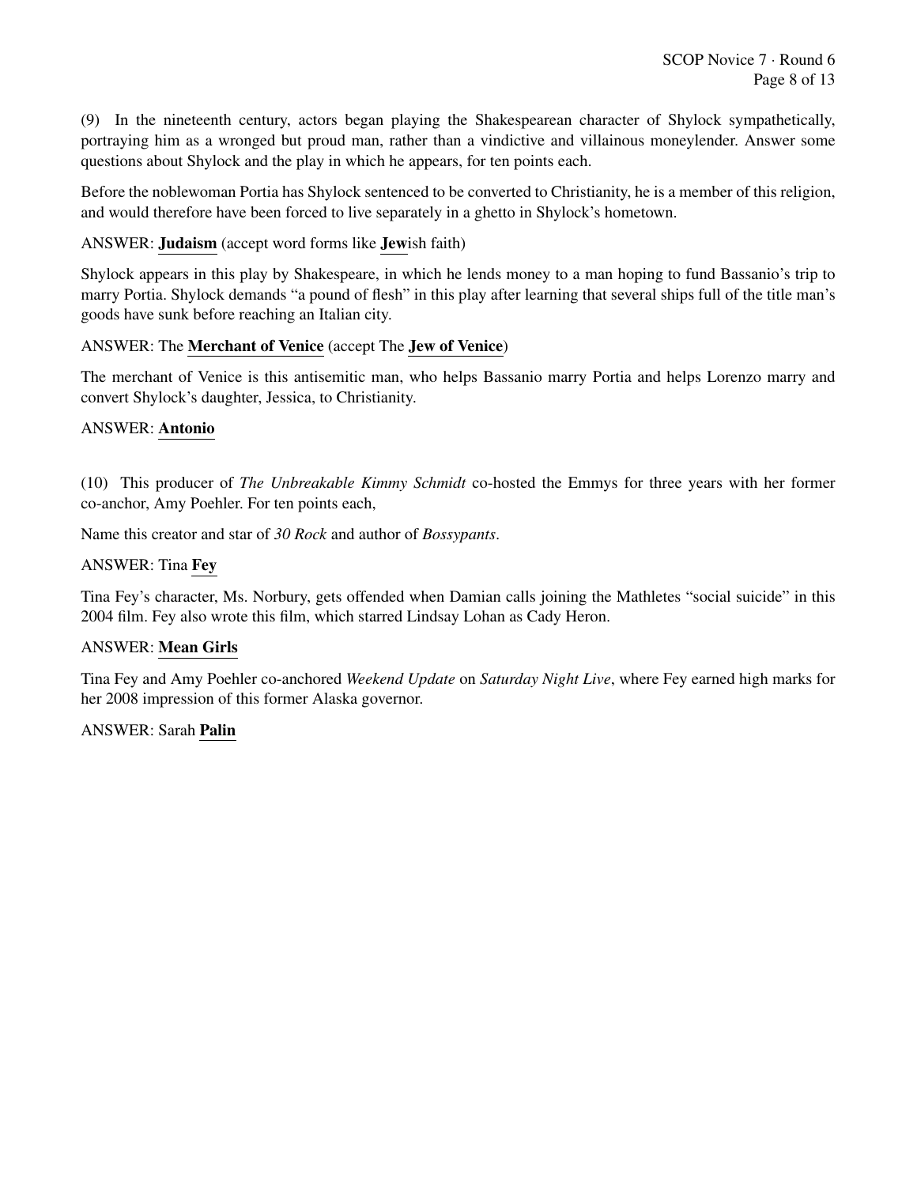(9) In the nineteenth century, actors began playing the Shakespearean character of Shylock sympathetically, portraying him as a wronged but proud man, rather than a vindictive and villainous moneylender. Answer some questions about Shylock and the play in which he appears, for ten points each.

Before the noblewoman Portia has Shylock sentenced to be converted to Christianity, he is a member of this religion, and would therefore have been forced to live separately in a ghetto in Shylock's hometown.

ANSWER: **Judaism** (accept word forms like **Jew**ish faith)

Shylock appears in this play by Shakespeare, in which he lends money to a man hoping to fund Bassanio's trip to marry Portia. Shylock demands "a pound of flesh" in this play after learning that several ships full of the title man's goods have sunk before reaching an Italian city.

ANSWER: The **Merchant of Venice** (accept The **Jew of Venice**)

The merchant of Venice is this antisemitic man, who helps Bassanio marry Portia and helps Lorenzo marry and convert Shylock's daughter, Jessica, to Christianity.

ANSWER: **Antonio**

(10) This producer of *The Unbreakable Kimmy Schmidt* co-hosted the Emmys for three years with her former co-anchor, Amy Poehler. For ten points each,

Name this creator and star of *30 Rock* and author of *Bossypants*.

ANSWER: Tina **Fey**

Tina Fey's character, Ms. Norbury, gets offended when Damian calls joining the Mathletes "social suicide" in this 2004 film. Fey also wrote this film, which starred Lindsay Lohan as Cady Heron.

ANSWER: **Mean Girls**

Tina Fey and Amy Poehler co-anchored *Weekend Update* on *Saturday Night Live*, where Fey earned high marks for her 2008 impression of this former Alaska governor.

ANSWER: Sarah **Palin**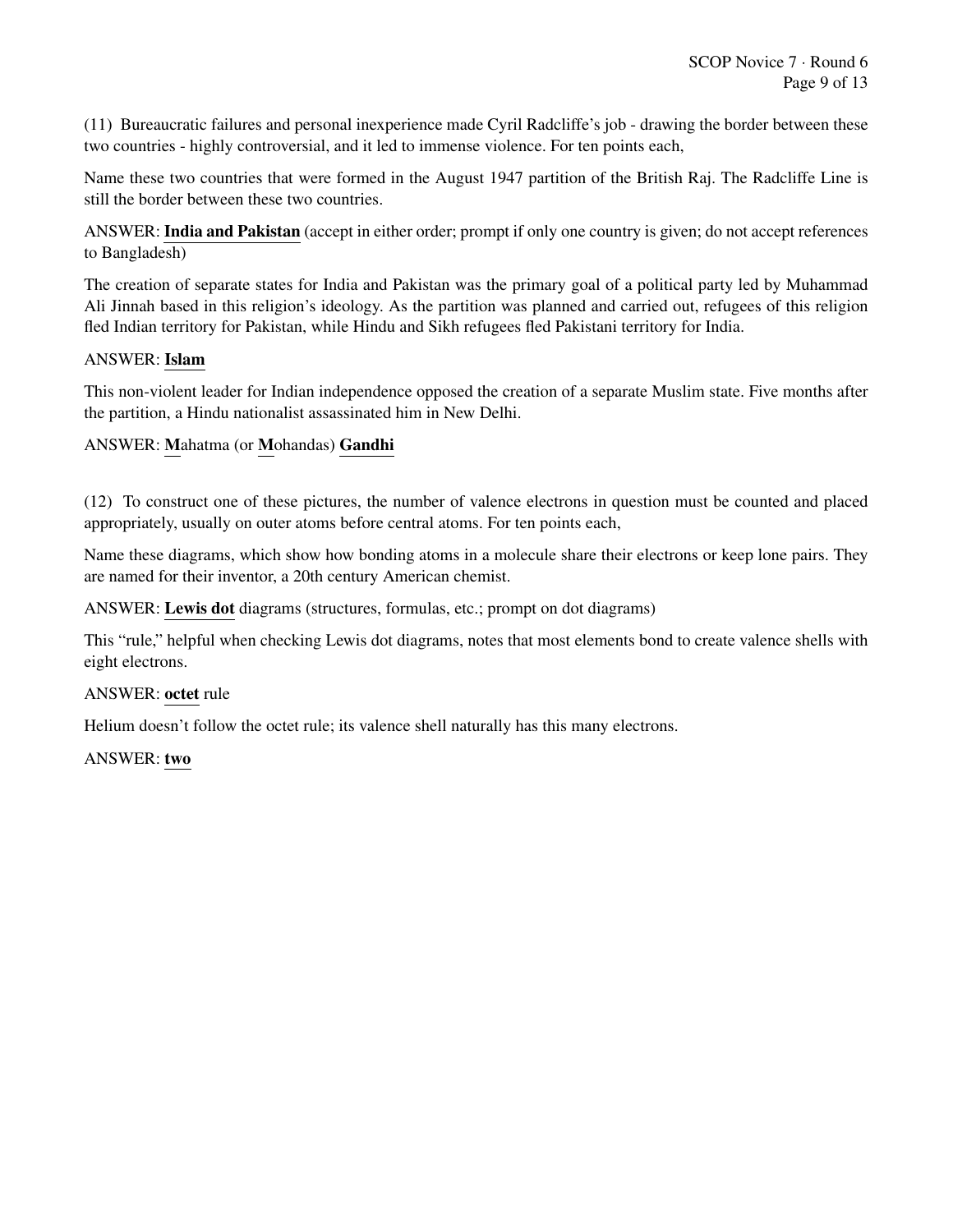(11) Bureaucratic failures and personal inexperience made Cyril Radcliffe's job - drawing the border between these two countries - highly controversial, and it led to immense violence. For ten points each,

Name these two countries that were formed in the August 1947 partition of the British Raj. The Radcliffe Line is still the border between these two countries.

ANSWER: **India and Pakistan** (accept in either order; prompt if only one country is given; do not accept references to Bangladesh)

The creation of separate states for India and Pakistan was the primary goal of a political party led by Muhammad Ali Jinnah based in this religion's ideology. As the partition was planned and carried out, refugees of this religion fled Indian territory for Pakistan, while Hindu and Sikh refugees fled Pakistani territory for India.

ANSWER: **Islam**

This non-violent leader for Indian independence opposed the creation of a separate Muslim state. Five months after the partition, a Hindu nationalist assassinated him in New Delhi.

ANSWER: **M**ahatma (or **M**ohandas) **Gandhi**

(12) To construct one of these pictures, the number of valence electrons in question must be counted and placed appropriately, usually on outer atoms before central atoms. For ten points each,

Name these diagrams, which show how bonding atoms in a molecule share their electrons or keep lone pairs. They are named for their inventor, a 20th century American chemist.

ANSWER: **Lewis dot** diagrams (structures, formulas, etc.; prompt on dot diagrams)

This "rule," helpful when checking Lewis dot diagrams, notes that most elements bond to create valence shells with eight electrons.

ANSWER: **octet** rule

Helium doesn't follow the octet rule; its valence shell naturally has this many electrons.

ANSWER: **two**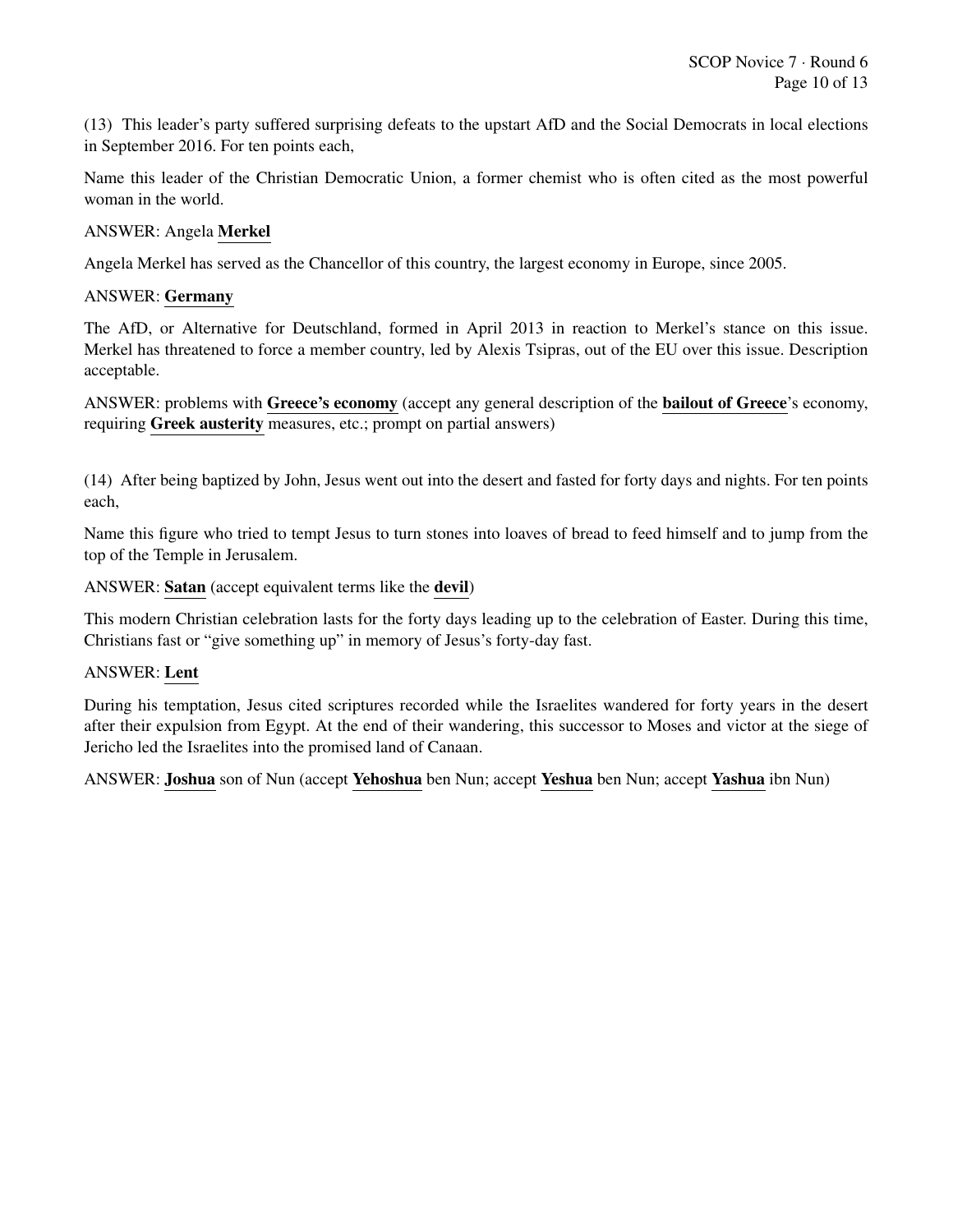(13) This leader's party suffered surprising defeats to the upstart AfD and the Social Democrats in local elections in September 2016. For ten points each,

Name this leader of the Christian Democratic Union, a former chemist who is often cited as the most powerful woman in the world.

ANSWER: Angela **Merkel**

Angela Merkel has served as the Chancellor of this country, the largest economy in Europe, since 2005.

ANSWER: **Germany**

The AfD, or Alternative for Deutschland, formed in April 2013 in reaction to Merkel's stance on this issue. Merkel has threatened to force a member country, led by Alexis Tsipras, out of the EU over this issue. Description acceptable.

ANSWER: problems with **Greece's economy** (accept any general description of the **bailout of Greece**'s economy, requiring **Greek austerity** measures, etc.; prompt on partial answers)

(14) After being baptized by John, Jesus went out into the desert and fasted for forty days and nights. For ten points each,

Name this figure who tried to tempt Jesus to turn stones into loaves of bread to feed himself and to jump from the top of the Temple in Jerusalem.

ANSWER: **Satan** (accept equivalent terms like the **devil**)

This modern Christian celebration lasts for the forty days leading up to the celebration of Easter. During this time, Christians fast or "give something up" in memory of Jesus's forty-day fast.

ANSWER: **Lent**

During his temptation, Jesus cited scriptures recorded while the Israelites wandered for forty years in the desert after their expulsion from Egypt. At the end of their wandering, this successor to Moses and victor at the siege of Jericho led the Israelites into the promised land of Canaan.

ANSWER: **Joshua** son of Nun (accept **Yehoshua** ben Nun; accept **Yeshua** ben Nun; accept **Yashua** ibn Nun)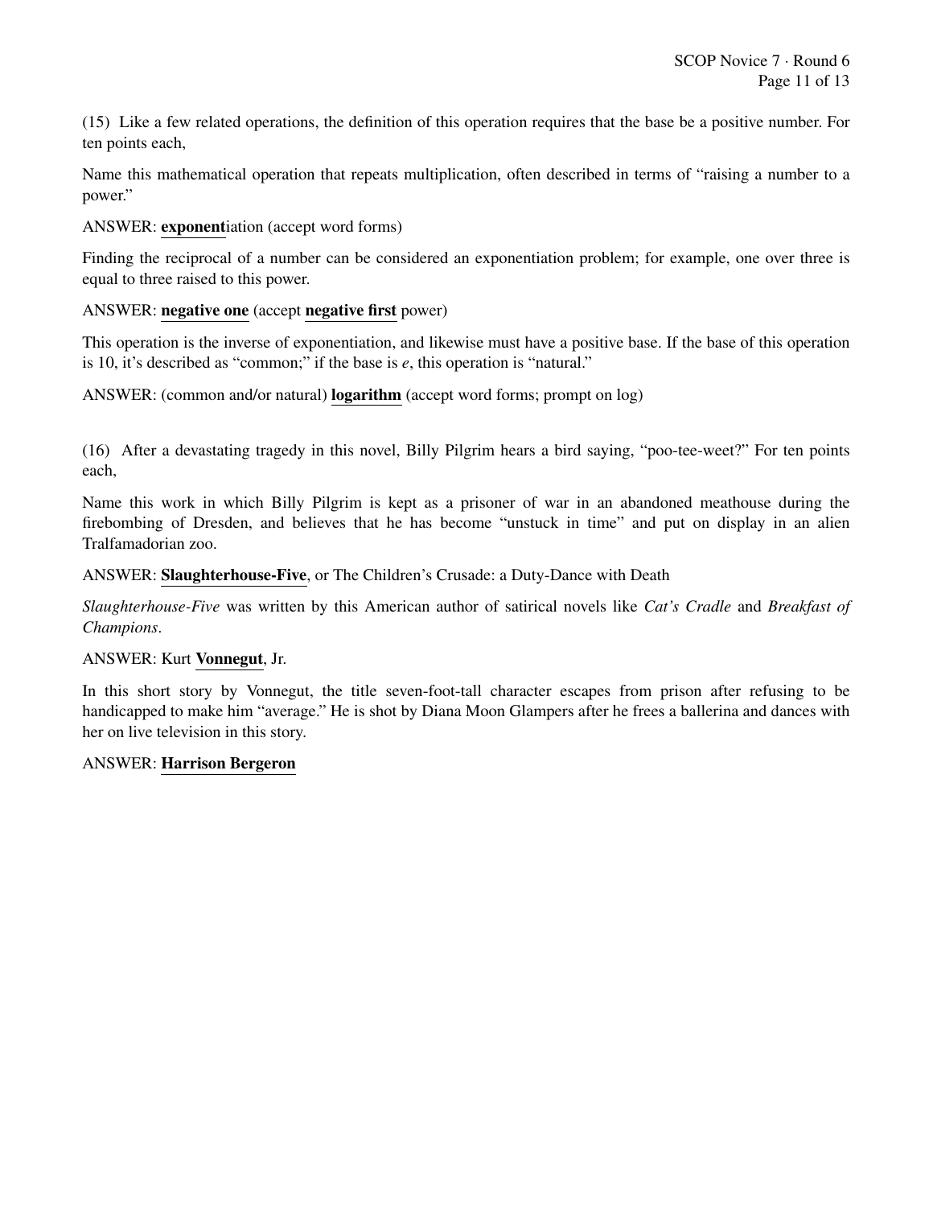(15) Like a few related operations, the definition of this operation requires that the base be a positive number. For ten points each,

Name this mathematical operation that repeats multiplication, often described in terms of "raising a number to a power."

ANSWER: **exponent**iation (accept word forms)

Finding the reciprocal of a number can be considered an exponentiation problem; for example, one over three is equal to three raised to this power.

ANSWER: **negative one** (accept **negative first** power)

This operation is the inverse of exponentiation, and likewise must have a positive base. If the base of this operation is 10, it's described as "common;" if the base is $e$, this operation is "natural."

ANSWER: (common and/or natural) **logarithm** (accept word forms; prompt on log)

(16) After a devastating tragedy in this novel, Billy Pilgrim hears a bird saying, "poo-tee-weet?" For ten points each,

Name this work in which Billy Pilgrim is kept as a prisoner of war in an abandoned meathouse during the firebombing of Dresden, and believes that he has become "unstuck in time" and put on display in an alien Tralfamadorian zoo.

ANSWER: **Slaughterhouse-Five**, or The Children's Crusade: a Duty-Dance with Death

*Slaughterhouse-Five* was written by this American author of satirical novels like *Cat's Cradle* and *Breakfast of Champions*.

ANSWER: Kurt **Vonnegut**, Jr.

In this short story by Vonnegut, the title seven-foot-tall character escapes from prison after refusing to be handicapped to make him "average." He is shot by Diana Moon Glampers after he frees a ballerina and dances with her on live television in this story.

ANSWER: **Harrison Bergeron**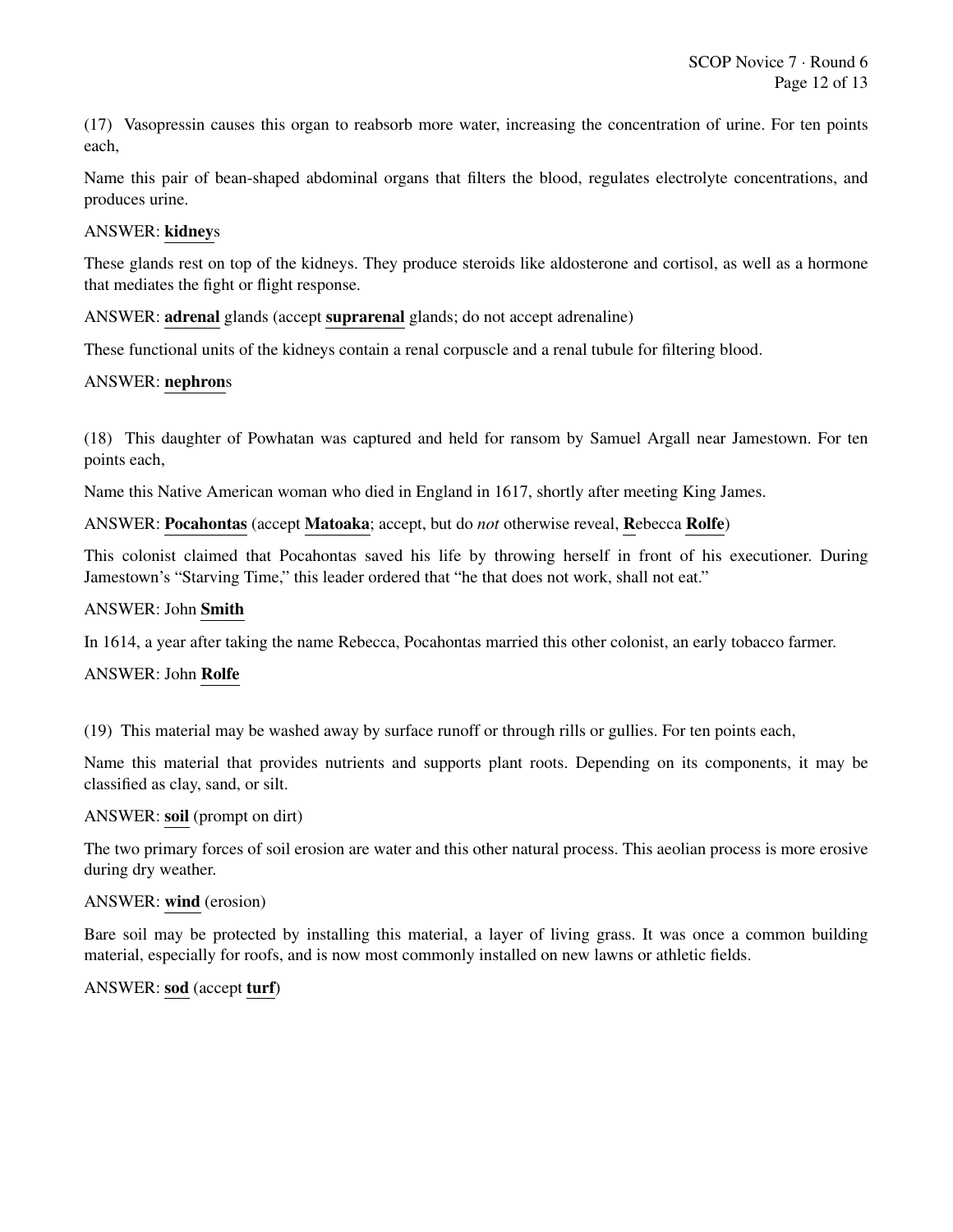(17) Vasopressin causes this organ to reabsorb more water, increasing the concentration of urine. For ten points each,

Name this pair of bean-shaped abdominal organs that filters the blood, regulates electrolyte concentrations, and produces urine.

ANSWER: **kidney**s

These glands rest on top of the kidneys. They produce steroids like aldosterone and cortisol, as well as a hormone that mediates the fight or flight response.

ANSWER: **adrenal** glands (accept **suprarenal** glands; do not accept adrenaline)

These functional units of the kidneys contain a renal corpuscle and a renal tubule for filtering blood.

ANSWER: **nephron**s

(18) This daughter of Powhatan was captured and held for ransom by Samuel Argall near Jamestown. For ten points each,

Name this Native American woman who died in England in 1617, shortly after meeting King James.

ANSWER: **Pocahontas** (accept **Matoaka**; accept, but do *not* otherwise reveal, **R**ebecca **Rolfe**)

This colonist claimed that Pocahontas saved his life by throwing herself in front of his executioner. During Jamestown's "Starving Time," this leader ordered that "he that does not work, shall not eat."

ANSWER: John **Smith**

In 1614, a year after taking the name Rebecca, Pocahontas married this other colonist, an early tobacco farmer.

ANSWER: John **Rolfe**

(19) This material may be washed away by surface runoff or through rills or gullies. For ten points each,

Name this material that provides nutrients and supports plant roots. Depending on its components, it may be classified as clay, sand, or silt.

ANSWER: **soil** (prompt on dirt)

The two primary forces of soil erosion are water and this other natural process. This aeolian process is more erosive during dry weather.

ANSWER: **wind** (erosion)

Bare soil may be protected by installing this material, a layer of living grass. It was once a common building material, especially for roofs, and is now most commonly installed on new lawns or athletic fields.

ANSWER: **sod** (accept **turf**)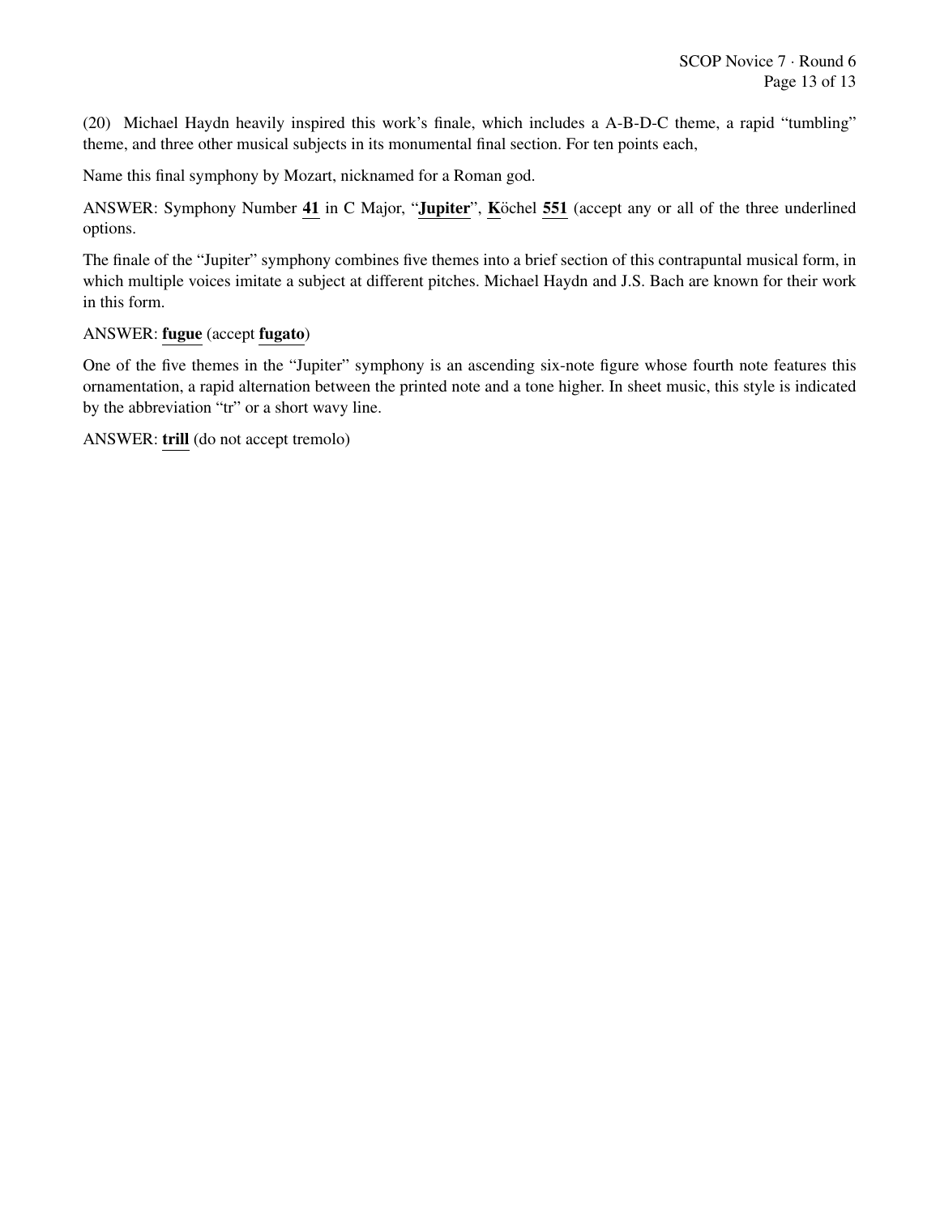(20) Michael Haydn heavily inspired this work's finale, which includes a A-B-D-C theme, a rapid "tumbling" theme, and three other musical subjects in its monumental final section. For ten points each,

Name this final symphony by Mozart, nicknamed for a Roman god.

ANSWER: Symphony Number **41** in C Major, "**Jupiter**", **K**öchel **551** (accept any or all of the three underlined options.

The finale of the "Jupiter" symphony combines five themes into a brief section of this contrapuntal musical form, in which multiple voices imitate a subject at different pitches. Michael Haydn and J.S. Bach are known for their work in this form.

ANSWER: **fugue** (accept **fugato**)

One of the five themes in the "Jupiter" symphony is an ascending six-note figure whose fourth note features this ornamentation, a rapid alternation between the printed note and a tone higher. In sheet music, this style is indicated by the abbreviation "tr" or a short wavy line.

ANSWER: **trill** (do not accept tremolo)